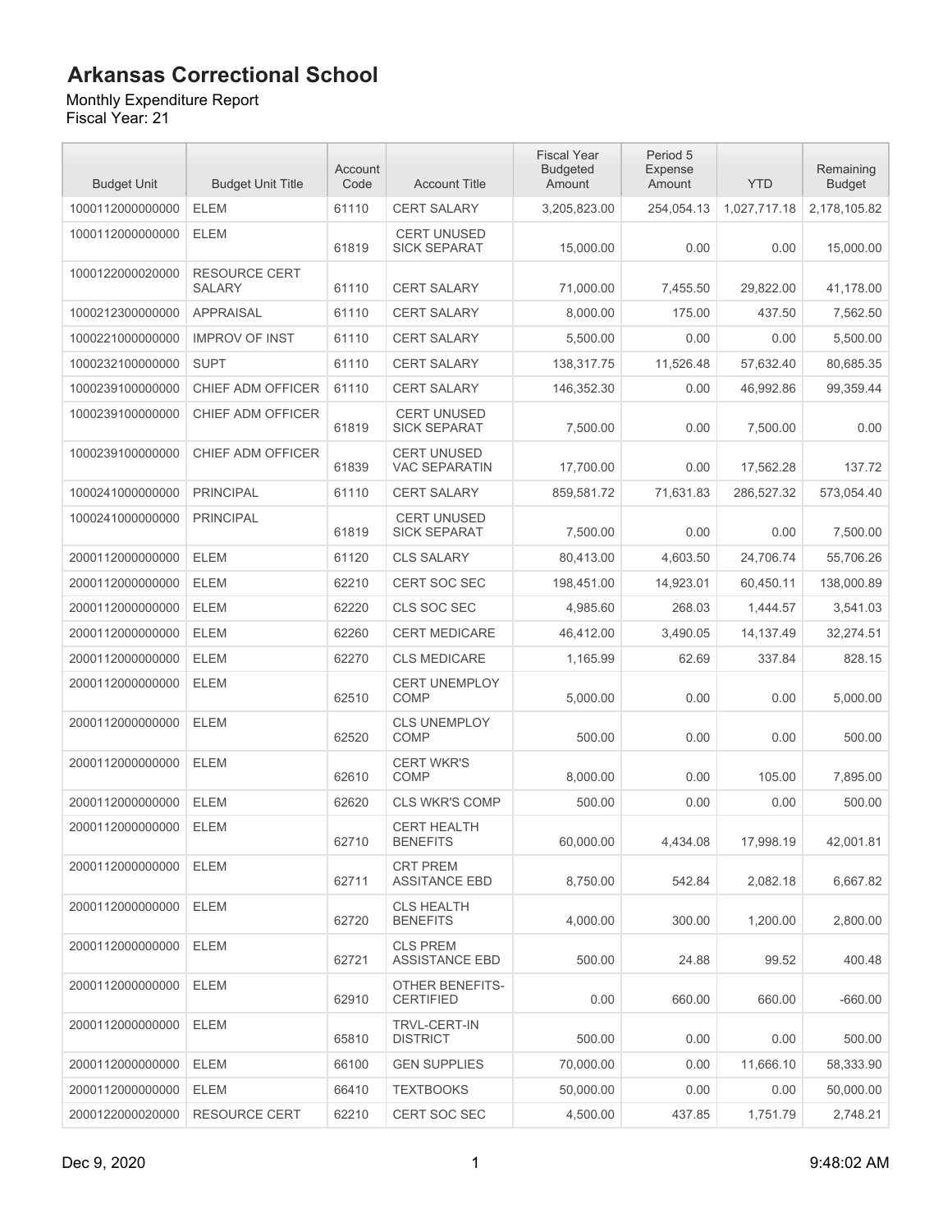# Arkansas Correctional School

Monthly Expenditure Report
Fiscal Year: 21

| Budget Unit | Budget Unit Title | Account Code | Account Title | Fiscal Year Budgeted Amount | Period 5 Expense Amount | YTD | Remaining Budget |
|---|---|---|---|---|---|---|---|
| 1000112000000000 | ELEM | 61110 | CERT SALARY | 3,205,823.00 | 254,054.13 | 1,027,717.18 | 2,178,105.82 |
| 1000112000000000 | ELEM | 61819 | CERT UNUSED SICK SEPARAT | 15,000.00 | 0.00 | 0.00 | 15,000.00 |
| 1000122000020000 | RESOURCE CERT SALARY | 61110 | CERT SALARY | 71,000.00 | 7,455.50 | 29,822.00 | 41,178.00 |
| 1000212300000000 | APPRAISAL | 61110 | CERT SALARY | 8,000.00 | 175.00 | 437.50 | 7,562.50 |
| 1000221000000000 | IMPROV OF INST | 61110 | CERT SALARY | 5,500.00 | 0.00 | 0.00 | 5,500.00 |
| 1000232100000000 | SUPT | 61110 | CERT SALARY | 138,317.75 | 11,526.48 | 57,632.40 | 80,685.35 |
| 1000239100000000 | CHIEF ADM OFFICER | 61110 | CERT SALARY | 146,352.30 | 0.00 | 46,992.86 | 99,359.44 |
| 1000239100000000 | CHIEF ADM OFFICER | 61819 | CERT UNUSED SICK SEPARAT | 7,500.00 | 0.00 | 7,500.00 | 0.00 |
| 1000239100000000 | CHIEF ADM OFFICER | 61839 | CERT UNUSED VAC SEPARATIN | 17,700.00 | 0.00 | 17,562.28 | 137.72 |
| 1000241000000000 | PRINCIPAL | 61110 | CERT SALARY | 859,581.72 | 71,631.83 | 286,527.32 | 573,054.40 |
| 1000241000000000 | PRINCIPAL | 61819 | CERT UNUSED SICK SEPARAT | 7,500.00 | 0.00 | 0.00 | 7,500.00 |
| 2000112000000000 | ELEM | 61120 | CLS SALARY | 80,413.00 | 4,603.50 | 24,706.74 | 55,706.26 |
| 2000112000000000 | ELEM | 62210 | CERT SOC SEC | 198,451.00 | 14,923.01 | 60,450.11 | 138,000.89 |
| 2000112000000000 | ELEM | 62220 | CLS SOC SEC | 4,985.60 | 268.03 | 1,444.57 | 3,541.03 |
| 2000112000000000 | ELEM | 62260 | CERT MEDICARE | 46,412.00 | 3,490.05 | 14,137.49 | 32,274.51 |
| 2000112000000000 | ELEM | 62270 | CLS MEDICARE | 1,165.99 | 62.69 | 337.84 | 828.15 |
| 2000112000000000 | ELEM | 62510 | CERT UNEMPLOY COMP | 5,000.00 | 0.00 | 0.00 | 5,000.00 |
| 2000112000000000 | ELEM | 62520 | CLS UNEMPLOY COMP | 500.00 | 0.00 | 0.00 | 500.00 |
| 2000112000000000 | ELEM | 62610 | CERT WKR'S COMP | 8,000.00 | 0.00 | 105.00 | 7,895.00 |
| 2000112000000000 | ELEM | 62620 | CLS WKR'S COMP | 500.00 | 0.00 | 0.00 | 500.00 |
| 2000112000000000 | ELEM | 62710 | CERT HEALTH BENEFITS | 60,000.00 | 4,434.08 | 17,998.19 | 42,001.81 |
| 2000112000000000 | ELEM | 62711 | CRT PREM ASSITANCE EBD | 8,750.00 | 542.84 | 2,082.18 | 6,667.82 |
| 2000112000000000 | ELEM | 62720 | CLS HEALTH BENEFITS | 4,000.00 | 300.00 | 1,200.00 | 2,800.00 |
| 2000112000000000 | ELEM | 62721 | CLS PREM ASSISTANCE EBD | 500.00 | 24.88 | 99.52 | 400.48 |
| 2000112000000000 | ELEM | 62910 | OTHER BENEFITS-CERTIFIED | 0.00 | 660.00 | 660.00 | -660.00 |
| 2000112000000000 | ELEM | 65810 | TRVL-CERT-IN DISTRICT | 500.00 | 0.00 | 0.00 | 500.00 |
| 2000112000000000 | ELEM | 66100 | GEN SUPPLIES | 70,000.00 | 0.00 | 11,666.10 | 58,333.90 |
| 2000112000000000 | ELEM | 66410 | TEXTBOOKS | 50,000.00 | 0.00 | 0.00 | 50,000.00 |
| 2000122000020000 | RESOURCE CERT | 62210 | CERT SOC SEC | 4,500.00 | 437.85 | 1,751.79 | 2,748.21 |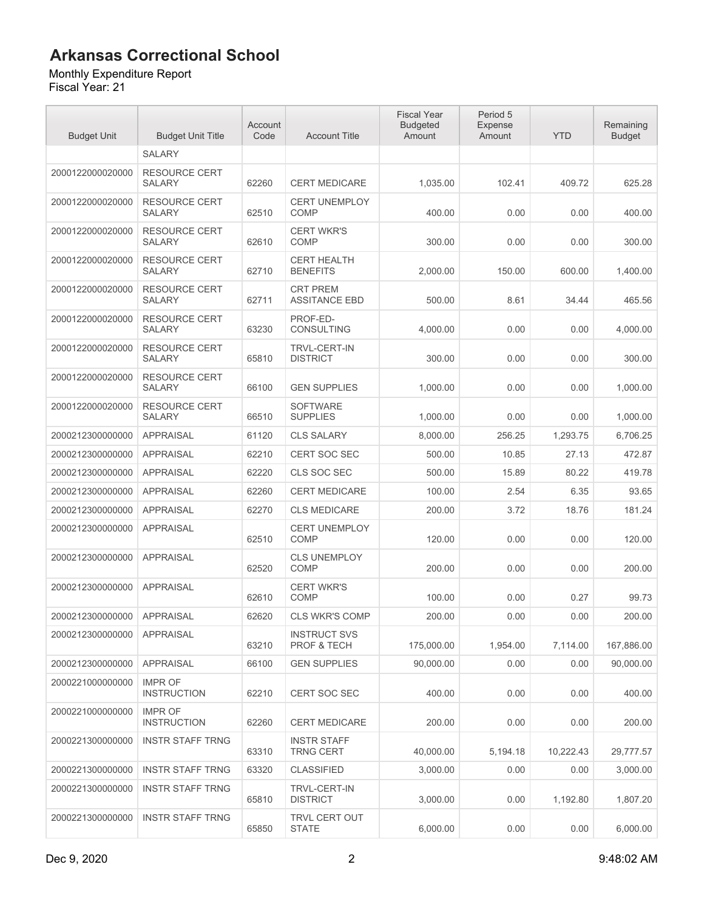# Arkansas Correctional School

Monthly Expenditure Report
Fiscal Year: 21

| Budget Unit | Budget Unit Title | Account Code | Account Title | Fiscal Year Budgeted Amount | Period 5 Expense Amount | YTD | Remaining Budget |
|---|---|---|---|---|---|---|---|
| | SALARY | | | | | | |
| 2000122000020000 | RESOURCE CERT SALARY | 62260 | CERT MEDICARE | 1,035.00 | 102.41 | 409.72 | 625.28 |
| 2000122000020000 | RESOURCE CERT SALARY | 62510 | CERT UNEMPLOY COMP | 400.00 | 0.00 | 0.00 | 400.00 |
| 2000122000020000 | RESOURCE CERT SALARY | 62610 | CERT WKR'S COMP | 300.00 | 0.00 | 0.00 | 300.00 |
| 2000122000020000 | RESOURCE CERT SALARY | 62710 | CERT HEALTH BENEFITS | 2,000.00 | 150.00 | 600.00 | 1,400.00 |
| 2000122000020000 | RESOURCE CERT SALARY | 62711 | CRT PREM ASSITANCE EBD | 500.00 | 8.61 | 34.44 | 465.56 |
| 2000122000020000 | RESOURCE CERT SALARY | 63230 | PROF-ED-CONSULTING | 4,000.00 | 0.00 | 0.00 | 4,000.00 |
| 2000122000020000 | RESOURCE CERT SALARY | 65810 | TRVL-CERT-IN DISTRICT | 300.00 | 0.00 | 0.00 | 300.00 |
| 2000122000020000 | RESOURCE CERT SALARY | 66100 | GEN SUPPLIES | 1,000.00 | 0.00 | 0.00 | 1,000.00 |
| 2000122000020000 | RESOURCE CERT SALARY | 66510 | SOFTWARE SUPPLIES | 1,000.00 | 0.00 | 0.00 | 1,000.00 |
| 2000212300000000 | APPRAISAL | 61120 | CLS SALARY | 8,000.00 | 256.25 | 1,293.75 | 6,706.25 |
| 2000212300000000 | APPRAISAL | 62210 | CERT SOC SEC | 500.00 | 10.85 | 27.13 | 472.87 |
| 2000212300000000 | APPRAISAL | 62220 | CLS SOC SEC | 500.00 | 15.89 | 80.22 | 419.78 |
| 2000212300000000 | APPRAISAL | 62260 | CERT MEDICARE | 100.00 | 2.54 | 6.35 | 93.65 |
| 2000212300000000 | APPRAISAL | 62270 | CLS MEDICARE | 200.00 | 3.72 | 18.76 | 181.24 |
| 2000212300000000 | APPRAISAL | 62510 | CERT UNEMPLOY COMP | 120.00 | 0.00 | 0.00 | 120.00 |
| 2000212300000000 | APPRAISAL | 62520 | CLS UNEMPLOY COMP | 200.00 | 0.00 | 0.00 | 200.00 |
| 2000212300000000 | APPRAISAL | 62610 | CERT WKR'S COMP | 100.00 | 0.00 | 0.27 | 99.73 |
| 2000212300000000 | APPRAISAL | 62620 | CLS WKR'S COMP | 200.00 | 0.00 | 0.00 | 200.00 |
| 2000212300000000 | APPRAISAL | 63210 | INSTRUCT SVS PROF & TECH | 175,000.00 | 1,954.00 | 7,114.00 | 167,886.00 |
| 2000212300000000 | APPRAISAL | 66100 | GEN SUPPLIES | 90,000.00 | 0.00 | 0.00 | 90,000.00 |
| 2000221000000000 | IMPR OF INSTRUCTION | 62210 | CERT SOC SEC | 400.00 | 0.00 | 0.00 | 400.00 |
| 2000221000000000 | IMPR OF INSTRUCTION | 62260 | CERT MEDICARE | 200.00 | 0.00 | 0.00 | 200.00 |
| 2000221300000000 | INSTR STAFF TRNG | 63310 | INSTR STAFF TRNG CERT | 40,000.00 | 5,194.18 | 10,222.43 | 29,777.57 |
| 2000221300000000 | INSTR STAFF TRNG | 63320 | CLASSIFIED | 3,000.00 | 0.00 | 0.00 | 3,000.00 |
| 2000221300000000 | INSTR STAFF TRNG | 65810 | TRVL-CERT-IN DISTRICT | 3,000.00 | 0.00 | 1,192.80 | 1,807.20 |
| 2000221300000000 | INSTR STAFF TRNG | 65850 | TRVL CERT OUT STATE | 6,000.00 | 0.00 | 0.00 | 6,000.00 |

Dec 9, 2020 9:48:02 AM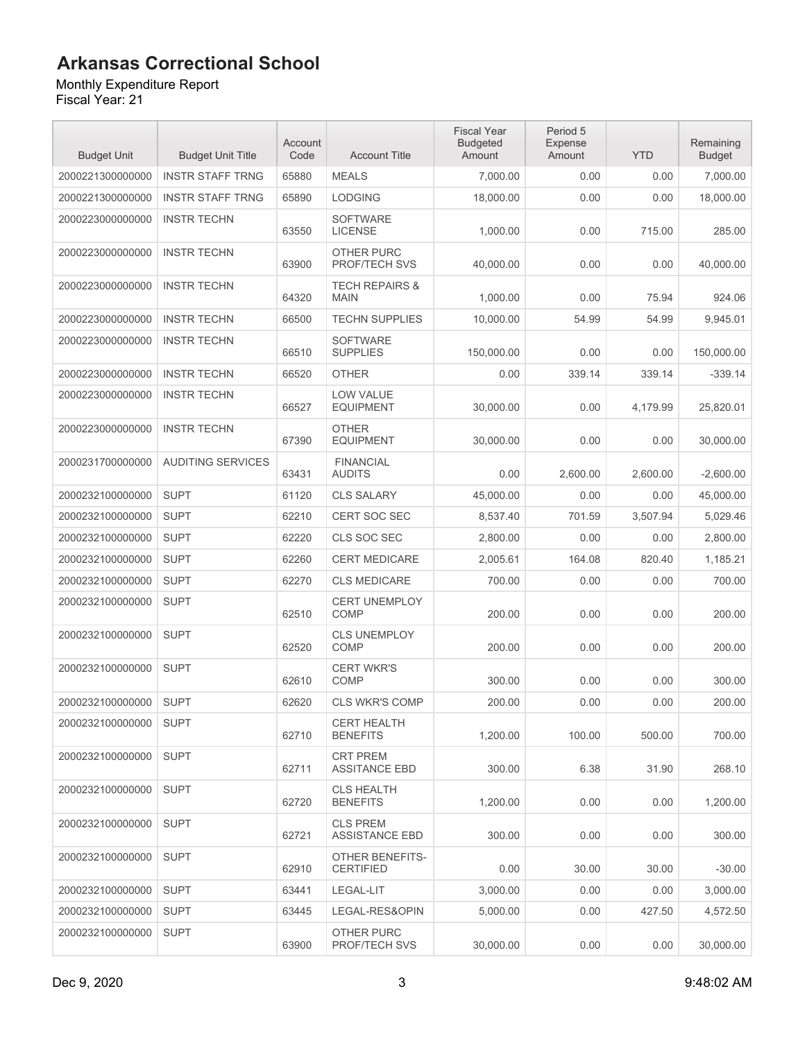# Arkansas Correctional School

Monthly Expenditure Report
Fiscal Year: 21

| Budget Unit | Budget Unit Title | Account Code | Account Title | Fiscal Year Budgeted Amount | Period 5 Expense Amount | YTD | Remaining Budget |
|---|---|---|---|---|---|---|---|
| 2000221300000000 | INSTR STAFF TRNG | 65880 | MEALS | 7,000.00 | 0.00 | 0.00 | 7,000.00 |
| 2000221300000000 | INSTR STAFF TRNG | 65890 | LODGING | 18,000.00 | 0.00 | 0.00 | 18,000.00 |
| 2000223000000000 | INSTR TECHN | 63550 | SOFTWARE LICENSE | 1,000.00 | 0.00 | 715.00 | 285.00 |
| 2000223000000000 | INSTR TECHN | 63900 | OTHER PURC PROF/TECH SVS | 40,000.00 | 0.00 | 0.00 | 40,000.00 |
| 2000223000000000 | INSTR TECHN | 64320 | TECH REPAIRS & MAIN | 1,000.00 | 0.00 | 75.94 | 924.06 |
| 2000223000000000 | INSTR TECHN | 66500 | TECHN SUPPLIES | 10,000.00 | 54.99 | 54.99 | 9,945.01 |
| 2000223000000000 | INSTR TECHN | 66510 | SOFTWARE SUPPLIES | 150,000.00 | 0.00 | 0.00 | 150,000.00 |
| 2000223000000000 | INSTR TECHN | 66520 | OTHER | 0.00 | 339.14 | 339.14 | -339.14 |
| 2000223000000000 | INSTR TECHN | 66527 | LOW VALUE EQUIPMENT | 30,000.00 | 0.00 | 4,179.99 | 25,820.01 |
| 2000223000000000 | INSTR TECHN | 67390 | OTHER EQUIPMENT | 30,000.00 | 0.00 | 0.00 | 30,000.00 |
| 2000231700000000 | AUDITING SERVICES | 63431 | FINANCIAL AUDITS | 0.00 | 2,600.00 | 2,600.00 | -2,600.00 |
| 2000232100000000 | SUPT | 61120 | CLS SALARY | 45,000.00 | 0.00 | 0.00 | 45,000.00 |
| 2000232100000000 | SUPT | 62210 | CERT SOC SEC | 8,537.40 | 701.59 | 3,507.94 | 5,029.46 |
| 2000232100000000 | SUPT | 62220 | CLS SOC SEC | 2,800.00 | 0.00 | 0.00 | 2,800.00 |
| 2000232100000000 | SUPT | 62260 | CERT MEDICARE | 2,005.61 | 164.08 | 820.40 | 1,185.21 |
| 2000232100000000 | SUPT | 62270 | CLS MEDICARE | 700.00 | 0.00 | 0.00 | 700.00 |
| 2000232100000000 | SUPT | 62510 | CERT UNEMPLOY COMP | 200.00 | 0.00 | 0.00 | 200.00 |
| 2000232100000000 | SUPT | 62520 | CLS UNEMPLOY COMP | 200.00 | 0.00 | 0.00 | 200.00 |
| 2000232100000000 | SUPT | 62610 | CERT WKR'S COMP | 300.00 | 0.00 | 0.00 | 300.00 |
| 2000232100000000 | SUPT | 62620 | CLS WKR'S COMP | 200.00 | 0.00 | 0.00 | 200.00 |
| 2000232100000000 | SUPT | 62710 | CERT HEALTH BENEFITS | 1,200.00 | 100.00 | 500.00 | 700.00 |
| 2000232100000000 | SUPT | 62711 | CRT PREM ASSITANCE EBD | 300.00 | 6.38 | 31.90 | 268.10 |
| 2000232100000000 | SUPT | 62720 | CLS HEALTH BENEFITS | 1,200.00 | 0.00 | 0.00 | 1,200.00 |
| 2000232100000000 | SUPT | 62721 | CLS PREM ASSISTANCE EBD | 300.00 | 0.00 | 0.00 | 300.00 |
| 2000232100000000 | SUPT | 62910 | OTHER BENEFITS-CERTIFIED | 0.00 | 30.00 | 30.00 | -30.00 |
| 2000232100000000 | SUPT | 63441 | LEGAL-LIT | 3,000.00 | 0.00 | 0.00 | 3,000.00 |
| 2000232100000000 | SUPT | 63445 | LEGAL-RES&OPIN | 5,000.00 | 0.00 | 427.50 | 4,572.50 |
| 2000232100000000 | SUPT | 63900 | OTHER PURC PROF/TECH SVS | 30,000.00 | 0.00 | 0.00 | 30,000.00 |

Dec 9, 2020 9:48:02 AM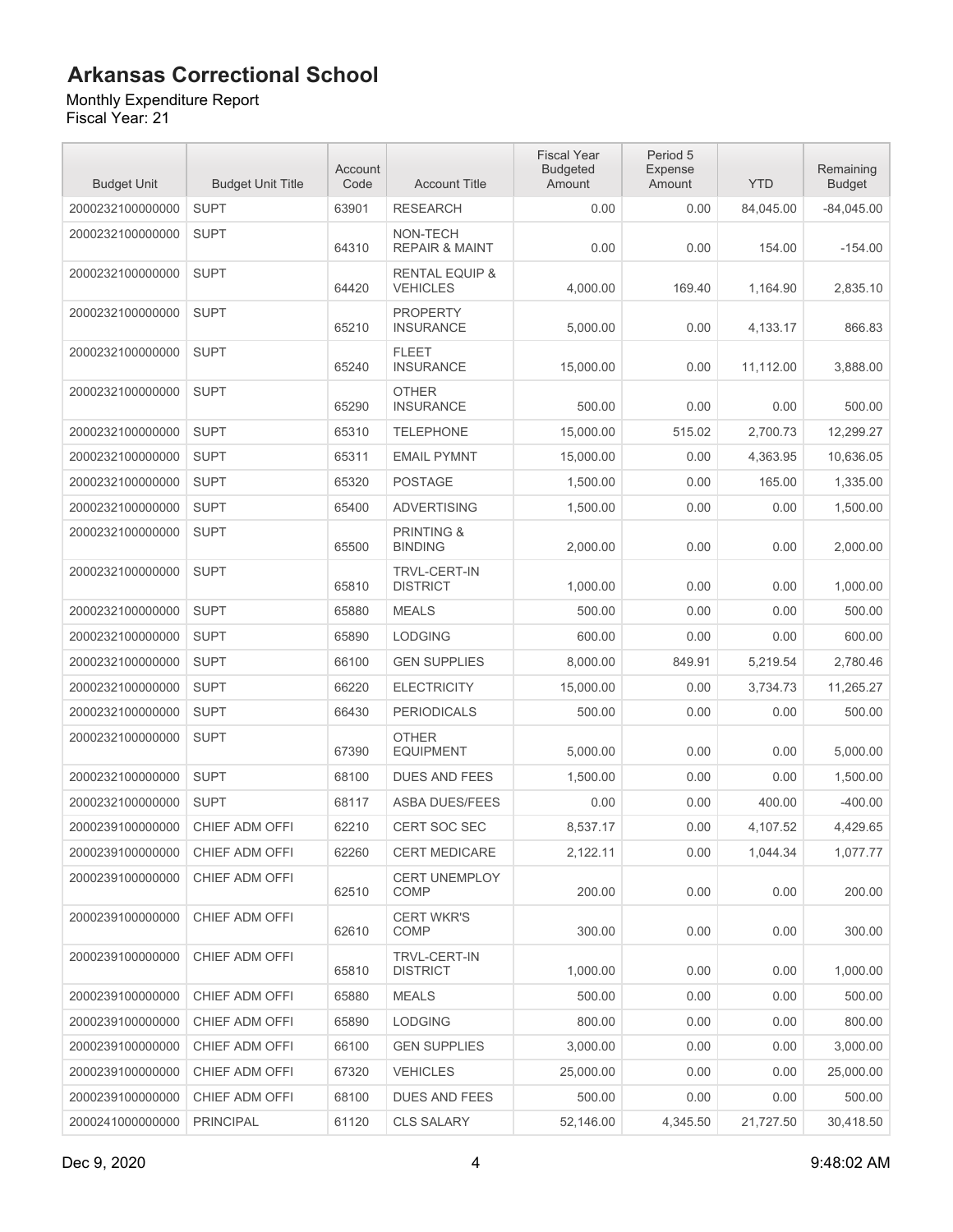# Arkansas Correctional School

Monthly Expenditure Report
Fiscal Year: 21

| Budget Unit | Budget Unit Title | Account Code | Account Title | Fiscal Year Budgeted Amount | Period 5 Expense Amount | YTD | Remaining Budget |
|---|---|---|---|---|---|---|---|
| 2000232100000000 | SUPT | 63901 | RESEARCH | 0.00 | 0.00 | 84,045.00 | -84,045.00 |
| 2000232100000000 | SUPT | 64310 | NON-TECH REPAIR & MAINT | 0.00 | 0.00 | 154.00 | -154.00 |
| 2000232100000000 | SUPT | 64420 | RENTAL EQUIP & VEHICLES | 4,000.00 | 169.40 | 1,164.90 | 2,835.10 |
| 2000232100000000 | SUPT | 65210 | PROPERTY INSURANCE | 5,000.00 | 0.00 | 4,133.17 | 866.83 |
| 2000232100000000 | SUPT | 65240 | FLEET INSURANCE | 15,000.00 | 0.00 | 11,112.00 | 3,888.00 |
| 2000232100000000 | SUPT | 65290 | OTHER INSURANCE | 500.00 | 0.00 | 0.00 | 500.00 |
| 2000232100000000 | SUPT | 65310 | TELEPHONE | 15,000.00 | 515.02 | 2,700.73 | 12,299.27 |
| 2000232100000000 | SUPT | 65311 | EMAIL PYMNT | 15,000.00 | 0.00 | 4,363.95 | 10,636.05 |
| 2000232100000000 | SUPT | 65320 | POSTAGE | 1,500.00 | 0.00 | 165.00 | 1,335.00 |
| 2000232100000000 | SUPT | 65400 | ADVERTISING | 1,500.00 | 0.00 | 0.00 | 1,500.00 |
| 2000232100000000 | SUPT | 65500 | PRINTING & BINDING | 2,000.00 | 0.00 | 0.00 | 2,000.00 |
| 2000232100000000 | SUPT | 65810 | TRVL-CERT-IN DISTRICT | 1,000.00 | 0.00 | 0.00 | 1,000.00 |
| 2000232100000000 | SUPT | 65880 | MEALS | 500.00 | 0.00 | 0.00 | 500.00 |
| 2000232100000000 | SUPT | 65890 | LODGING | 600.00 | 0.00 | 0.00 | 600.00 |
| 2000232100000000 | SUPT | 66100 | GEN SUPPLIES | 8,000.00 | 849.91 | 5,219.54 | 2,780.46 |
| 2000232100000000 | SUPT | 66220 | ELECTRICITY | 15,000.00 | 0.00 | 3,734.73 | 11,265.27 |
| 2000232100000000 | SUPT | 66430 | PERIODICALS | 500.00 | 0.00 | 0.00 | 500.00 |
| 2000232100000000 | SUPT | 67390 | OTHER EQUIPMENT | 5,000.00 | 0.00 | 0.00 | 5,000.00 |
| 2000232100000000 | SUPT | 68100 | DUES AND FEES | 1,500.00 | 0.00 | 0.00 | 1,500.00 |
| 2000232100000000 | SUPT | 68117 | ASBA DUES/FEES | 0.00 | 0.00 | 400.00 | -400.00 |
| 2000239100000000 | CHIEF ADM OFFI | 62210 | CERT SOC SEC | 8,537.17 | 0.00 | 4,107.52 | 4,429.65 |
| 2000239100000000 | CHIEF ADM OFFI | 62260 | CERT MEDICARE | 2,122.11 | 0.00 | 1,044.34 | 1,077.77 |
| 2000239100000000 | CHIEF ADM OFFI | 62510 | CERT UNEMPLOY COMP | 200.00 | 0.00 | 0.00 | 200.00 |
| 2000239100000000 | CHIEF ADM OFFI | 62610 | CERT WKR'S COMP | 300.00 | 0.00 | 0.00 | 300.00 |
| 2000239100000000 | CHIEF ADM OFFI | 65810 | TRVL-CERT-IN DISTRICT | 1,000.00 | 0.00 | 0.00 | 1,000.00 |
| 2000239100000000 | CHIEF ADM OFFI | 65880 | MEALS | 500.00 | 0.00 | 0.00 | 500.00 |
| 2000239100000000 | CHIEF ADM OFFI | 65890 | LODGING | 800.00 | 0.00 | 0.00 | 800.00 |
| 2000239100000000 | CHIEF ADM OFFI | 66100 | GEN SUPPLIES | 3,000.00 | 0.00 | 0.00 | 3,000.00 |
| 2000239100000000 | CHIEF ADM OFFI | 67320 | VEHICLES | 25,000.00 | 0.00 | 0.00 | 25,000.00 |
| 2000239100000000 | CHIEF ADM OFFI | 68100 | DUES AND FEES | 500.00 | 0.00 | 0.00 | 500.00 |
| 2000241000000000 | PRINCIPAL | 61120 | CLS SALARY | 52,146.00 | 4,345.50 | 21,727.50 | 30,418.50 |

Dec 9, 2020 9:48:02 AM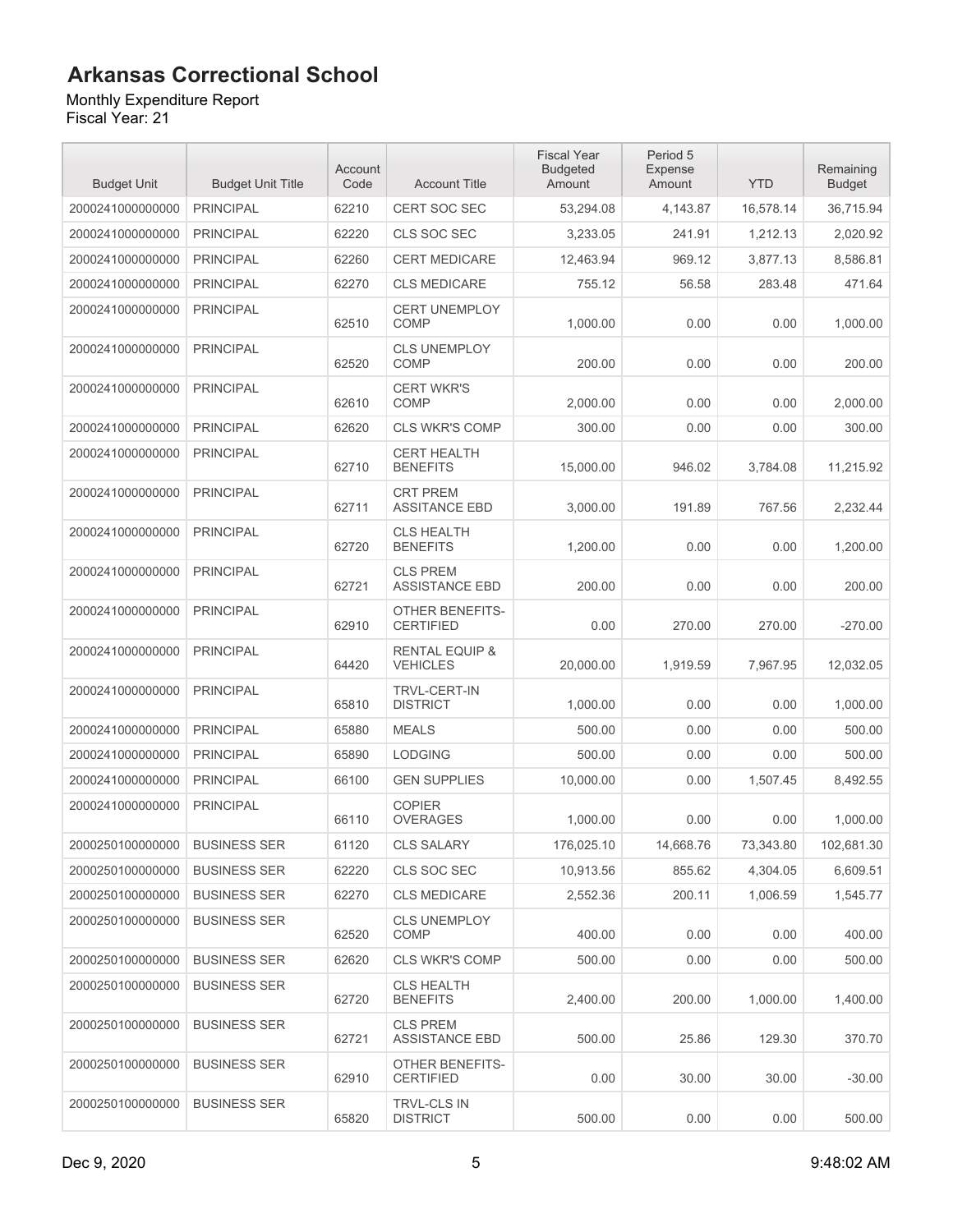# Arkansas Correctional School

Monthly Expenditure Report
Fiscal Year: 21

| Budget Unit | Budget Unit Title | Account Code | Account Title | Fiscal Year Budgeted Amount | Period 5 Expense Amount | YTD | Remaining Budget |
|---|---|---|---|---|---|---|---|
| 2000241000000000 | PRINCIPAL | 62210 | CERT SOC SEC | 53,294.08 | 4,143.87 | 16,578.14 | 36,715.94 |
| 2000241000000000 | PRINCIPAL | 62220 | CLS SOC SEC | 3,233.05 | 241.91 | 1,212.13 | 2,020.92 |
| 2000241000000000 | PRINCIPAL | 62260 | CERT MEDICARE | 12,463.94 | 969.12 | 3,877.13 | 8,586.81 |
| 2000241000000000 | PRINCIPAL | 62270 | CLS MEDICARE | 755.12 | 56.58 | 283.48 | 471.64 |
| 2000241000000000 | PRINCIPAL | 62510 | CERT UNEMPLOY COMP | 1,000.00 | 0.00 | 0.00 | 1,000.00 |
| 2000241000000000 | PRINCIPAL | 62520 | CLS UNEMPLOY COMP | 200.00 | 0.00 | 0.00 | 200.00 |
| 2000241000000000 | PRINCIPAL | 62610 | CERT WKR'S COMP | 2,000.00 | 0.00 | 0.00 | 2,000.00 |
| 2000241000000000 | PRINCIPAL | 62620 | CLS WKR'S COMP | 300.00 | 0.00 | 0.00 | 300.00 |
| 2000241000000000 | PRINCIPAL | 62710 | CERT HEALTH BENEFITS | 15,000.00 | 946.02 | 3,784.08 | 11,215.92 |
| 2000241000000000 | PRINCIPAL | 62711 | CRT PREM ASSITANCE EBD | 3,000.00 | 191.89 | 767.56 | 2,232.44 |
| 2000241000000000 | PRINCIPAL | 62720 | CLS HEALTH BENEFITS | 1,200.00 | 0.00 | 0.00 | 1,200.00 |
| 2000241000000000 | PRINCIPAL | 62721 | CLS PREM ASSISTANCE EBD | 200.00 | 0.00 | 0.00 | 200.00 |
| 2000241000000000 | PRINCIPAL | 62910 | OTHER BENEFITS-CERTIFIED | 0.00 | 270.00 | 270.00 | -270.00 |
| 2000241000000000 | PRINCIPAL | 64420 | RENTAL EQUIP & VEHICLES | 20,000.00 | 1,919.59 | 7,967.95 | 12,032.05 |
| 2000241000000000 | PRINCIPAL | 65810 | TRVL-CERT-IN DISTRICT | 1,000.00 | 0.00 | 0.00 | 1,000.00 |
| 2000241000000000 | PRINCIPAL | 65880 | MEALS | 500.00 | 0.00 | 0.00 | 500.00 |
| 2000241000000000 | PRINCIPAL | 65890 | LODGING | 500.00 | 0.00 | 0.00 | 500.00 |
| 2000241000000000 | PRINCIPAL | 66100 | GEN SUPPLIES | 10,000.00 | 0.00 | 1,507.45 | 8,492.55 |
| 2000241000000000 | PRINCIPAL | 66110 | COPIER OVERAGES | 1,000.00 | 0.00 | 0.00 | 1,000.00 |
| 2000250100000000 | BUSINESS SER | 61120 | CLS SALARY | 176,025.10 | 14,668.76 | 73,343.80 | 102,681.30 |
| 2000250100000000 | BUSINESS SER | 62220 | CLS SOC SEC | 10,913.56 | 855.62 | 4,304.05 | 6,609.51 |
| 2000250100000000 | BUSINESS SER | 62270 | CLS MEDICARE | 2,552.36 | 200.11 | 1,006.59 | 1,545.77 |
| 2000250100000000 | BUSINESS SER | 62520 | CLS UNEMPLOY COMP | 400.00 | 0.00 | 0.00 | 400.00 |
| 2000250100000000 | BUSINESS SER | 62620 | CLS WKR'S COMP | 500.00 | 0.00 | 0.00 | 500.00 |
| 2000250100000000 | BUSINESS SER | 62720 | CLS HEALTH BENEFITS | 2,400.00 | 200.00 | 1,000.00 | 1,400.00 |
| 2000250100000000 | BUSINESS SER | 62721 | CLS PREM ASSISTANCE EBD | 500.00 | 25.86 | 129.30 | 370.70 |
| 2000250100000000 | BUSINESS SER | 62910 | OTHER BENEFITS-CERTIFIED | 0.00 | 30.00 | 30.00 | -30.00 |
| 2000250100000000 | BUSINESS SER | 65820 | TRVL-CLS IN DISTRICT | 500.00 | 0.00 | 0.00 | 500.00 |

Dec 9, 2020 9:48:02 AM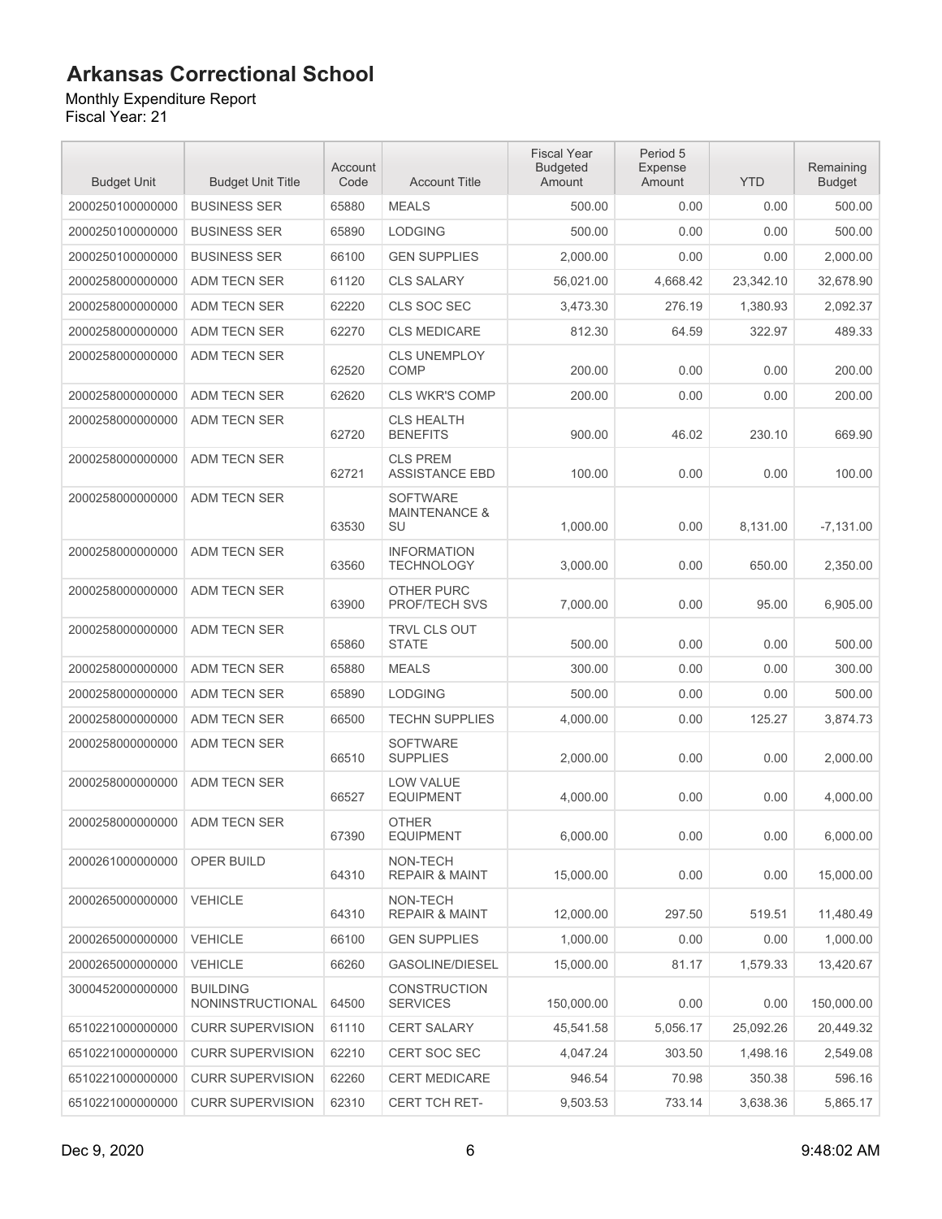# Arkansas Correctional School

Monthly Expenditure Report
Fiscal Year: 21

| Budget Unit | Budget Unit Title | Account Code | Account Title | Fiscal Year Budgeted Amount | Period 5 Expense Amount | YTD | Remaining Budget |
|---|---|---|---|---|---|---|---|
| 2000250100000000 | BUSINESS SER | 65880 | MEALS | 500.00 | 0.00 | 0.00 | 500.00 |
| 2000250100000000 | BUSINESS SER | 65890 | LODGING | 500.00 | 0.00 | 0.00 | 500.00 |
| 2000250100000000 | BUSINESS SER | 66100 | GEN SUPPLIES | 2,000.00 | 0.00 | 0.00 | 2,000.00 |
| 2000258000000000 | ADM TECN SER | 61120 | CLS SALARY | 56,021.00 | 4,668.42 | 23,342.10 | 32,678.90 |
| 2000258000000000 | ADM TECN SER | 62220 | CLS SOC SEC | 3,473.30 | 276.19 | 1,380.93 | 2,092.37 |
| 2000258000000000 | ADM TECN SER | 62270 | CLS MEDICARE | 812.30 | 64.59 | 322.97 | 489.33 |
| 2000258000000000 | ADM TECN SER | 62520 | CLS UNEMPLOY COMP | 200.00 | 0.00 | 0.00 | 200.00 |
| 2000258000000000 | ADM TECN SER | 62620 | CLS WKR'S COMP | 200.00 | 0.00 | 0.00 | 200.00 |
| 2000258000000000 | ADM TECN SER | 62720 | CLS HEALTH BENEFITS | 900.00 | 46.02 | 230.10 | 669.90 |
| 2000258000000000 | ADM TECN SER | 62721 | CLS PREM ASSISTANCE EBD | 100.00 | 0.00 | 0.00 | 100.00 |
| 2000258000000000 | ADM TECN SER | 63530 | SOFTWARE MAINTENANCE & SU | 1,000.00 | 0.00 | 8,131.00 | -7,131.00 |
| 2000258000000000 | ADM TECN SER | 63560 | INFORMATION TECHNOLOGY | 3,000.00 | 0.00 | 650.00 | 2,350.00 |
| 2000258000000000 | ADM TECN SER | 63900 | OTHER PURC PROF/TECH SVS | 7,000.00 | 0.00 | 95.00 | 6,905.00 |
| 2000258000000000 | ADM TECN SER | 65860 | TRVL CLS OUT STATE | 500.00 | 0.00 | 0.00 | 500.00 |
| 2000258000000000 | ADM TECN SER | 65880 | MEALS | 300.00 | 0.00 | 0.00 | 300.00 |
| 2000258000000000 | ADM TECN SER | 65890 | LODGING | 500.00 | 0.00 | 0.00 | 500.00 |
| 2000258000000000 | ADM TECN SER | 66500 | TECHN SUPPLIES | 4,000.00 | 0.00 | 125.27 | 3,874.73 |
| 2000258000000000 | ADM TECN SER | 66510 | SOFTWARE SUPPLIES | 2,000.00 | 0.00 | 0.00 | 2,000.00 |
| 2000258000000000 | ADM TECN SER | 66527 | LOW VALUE EQUIPMENT | 4,000.00 | 0.00 | 0.00 | 4,000.00 |
| 2000258000000000 | ADM TECN SER | 67390 | OTHER EQUIPMENT | 6,000.00 | 0.00 | 0.00 | 6,000.00 |
| 2000261000000000 | OPER BUILD | 64310 | NON-TECH REPAIR & MAINT | 15,000.00 | 0.00 | 0.00 | 15,000.00 |
| 2000265000000000 | VEHICLE | 64310 | NON-TECH REPAIR & MAINT | 12,000.00 | 297.50 | 519.51 | 11,480.49 |
| 2000265000000000 | VEHICLE | 66100 | GEN SUPPLIES | 1,000.00 | 0.00 | 0.00 | 1,000.00 |
| 2000265000000000 | VEHICLE | 66260 | GASOLINE/DIESEL | 15,000.00 | 81.17 | 1,579.33 | 13,420.67 |
| 3000452000000000 | BUILDING NONINSTRUCTIONAL | 64500 | CONSTRUCTION SERVICES | 150,000.00 | 0.00 | 0.00 | 150,000.00 |
| 6510221000000000 | CURR SUPERVISION | 61110 | CERT SALARY | 45,541.58 | 5,056.17 | 25,092.26 | 20,449.32 |
| 6510221000000000 | CURR SUPERVISION | 62210 | CERT SOC SEC | 4,047.24 | 303.50 | 1,498.16 | 2,549.08 |
| 6510221000000000 | CURR SUPERVISION | 62260 | CERT MEDICARE | 946.54 | 70.98 | 350.38 | 596.16 |
| 6510221000000000 | CURR SUPERVISION | 62310 | CERT TCH RET- | 9,503.53 | 733.14 | 3,638.36 | 5,865.17 |

Dec 9, 2020 9:48:02 AM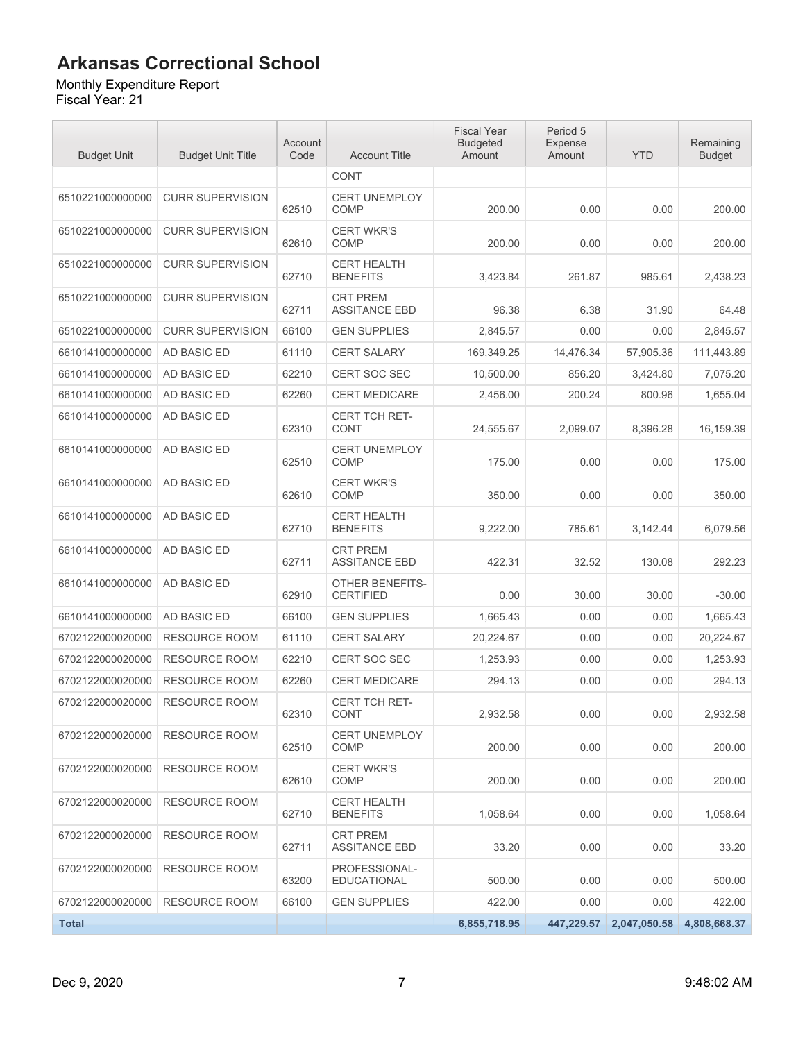# Arkansas Correctional School

Monthly Expenditure Report
Fiscal Year: 21

| Budget Unit | Budget Unit Title | Account Code | Account Title | Fiscal Year Budgeted Amount | Period 5 Expense Amount | YTD | Remaining Budget |
|---|---|---|---|---|---|---|---|
| | | | CONT | | | | |
| 6510221000000000 | CURR SUPERVISION | 62510 | CERT UNEMPLOY COMP | 200.00 | 0.00 | 0.00 | 200.00 |
| 6510221000000000 | CURR SUPERVISION | 62610 | CERT WKR'S COMP | 200.00 | 0.00 | 0.00 | 200.00 |
| 6510221000000000 | CURR SUPERVISION | 62710 | CERT HEALTH BENEFITS | 3,423.84 | 261.87 | 985.61 | 2,438.23 |
| 6510221000000000 | CURR SUPERVISION | 62711 | CRT PREM ASSITANCE EBD | 96.38 | 6.38 | 31.90 | 64.48 |
| 6510221000000000 | CURR SUPERVISION | 66100 | GEN SUPPLIES | 2,845.57 | 0.00 | 0.00 | 2,845.57 |
| 6610141000000000 | AD BASIC ED | 61110 | CERT SALARY | 169,349.25 | 14,476.34 | 57,905.36 | 111,443.89 |
| 6610141000000000 | AD BASIC ED | 62210 | CERT SOC SEC | 10,500.00 | 856.20 | 3,424.80 | 7,075.20 |
| 6610141000000000 | AD BASIC ED | 62260 | CERT MEDICARE | 2,456.00 | 200.24 | 800.96 | 1,655.04 |
| 6610141000000000 | AD BASIC ED | 62310 | CERT TCH RET-CONT | 24,555.67 | 2,099.07 | 8,396.28 | 16,159.39 |
| 6610141000000000 | AD BASIC ED | 62510 | CERT UNEMPLOY COMP | 175.00 | 0.00 | 0.00 | 175.00 |
| 6610141000000000 | AD BASIC ED | 62610 | CERT WKR'S COMP | 350.00 | 0.00 | 0.00 | 350.00 |
| 6610141000000000 | AD BASIC ED | 62710 | CERT HEALTH BENEFITS | 9,222.00 | 785.61 | 3,142.44 | 6,079.56 |
| 6610141000000000 | AD BASIC ED | 62711 | CRT PREM ASSITANCE EBD | 422.31 | 32.52 | 130.08 | 292.23 |
| 6610141000000000 | AD BASIC ED | 62910 | OTHER BENEFITS-CERTIFIED | 0.00 | 30.00 | 30.00 | -30.00 |
| 6610141000000000 | AD BASIC ED | 66100 | GEN SUPPLIES | 1,665.43 | 0.00 | 0.00 | 1,665.43 |
| 6702122000020000 | RESOURCE ROOM | 61110 | CERT SALARY | 20,224.67 | 0.00 | 0.00 | 20,224.67 |
| 6702122000020000 | RESOURCE ROOM | 62210 | CERT SOC SEC | 1,253.93 | 0.00 | 0.00 | 1,253.93 |
| 6702122000020000 | RESOURCE ROOM | 62260 | CERT MEDICARE | 294.13 | 0.00 | 0.00 | 294.13 |
| 6702122000020000 | RESOURCE ROOM | 62310 | CERT TCH RET-CONT | 2,932.58 | 0.00 | 0.00 | 2,932.58 |
| 6702122000020000 | RESOURCE ROOM | 62510 | CERT UNEMPLOY COMP | 200.00 | 0.00 | 0.00 | 200.00 |
| 6702122000020000 | RESOURCE ROOM | 62610 | CERT WKR'S COMP | 200.00 | 0.00 | 0.00 | 200.00 |
| 6702122000020000 | RESOURCE ROOM | 62710 | CERT HEALTH BENEFITS | 1,058.64 | 0.00 | 0.00 | 1,058.64 |
| 6702122000020000 | RESOURCE ROOM | 62711 | CRT PREM ASSITANCE EBD | 33.20 | 0.00 | 0.00 | 33.20 |
| 6702122000020000 | RESOURCE ROOM | 63200 | PROFESSIONAL-EDUCATIONAL | 500.00 | 0.00 | 0.00 | 500.00 |
| 6702122000020000 | RESOURCE ROOM | 66100 | GEN SUPPLIES | 422.00 | 0.00 | 0.00 | 422.00 |
| **Total** | | | | **6,855,718.95** | **447,229.57** | **2,047,050.58** | **4,808,668.37** |

Dec 9, 2020 9:48:02 AM